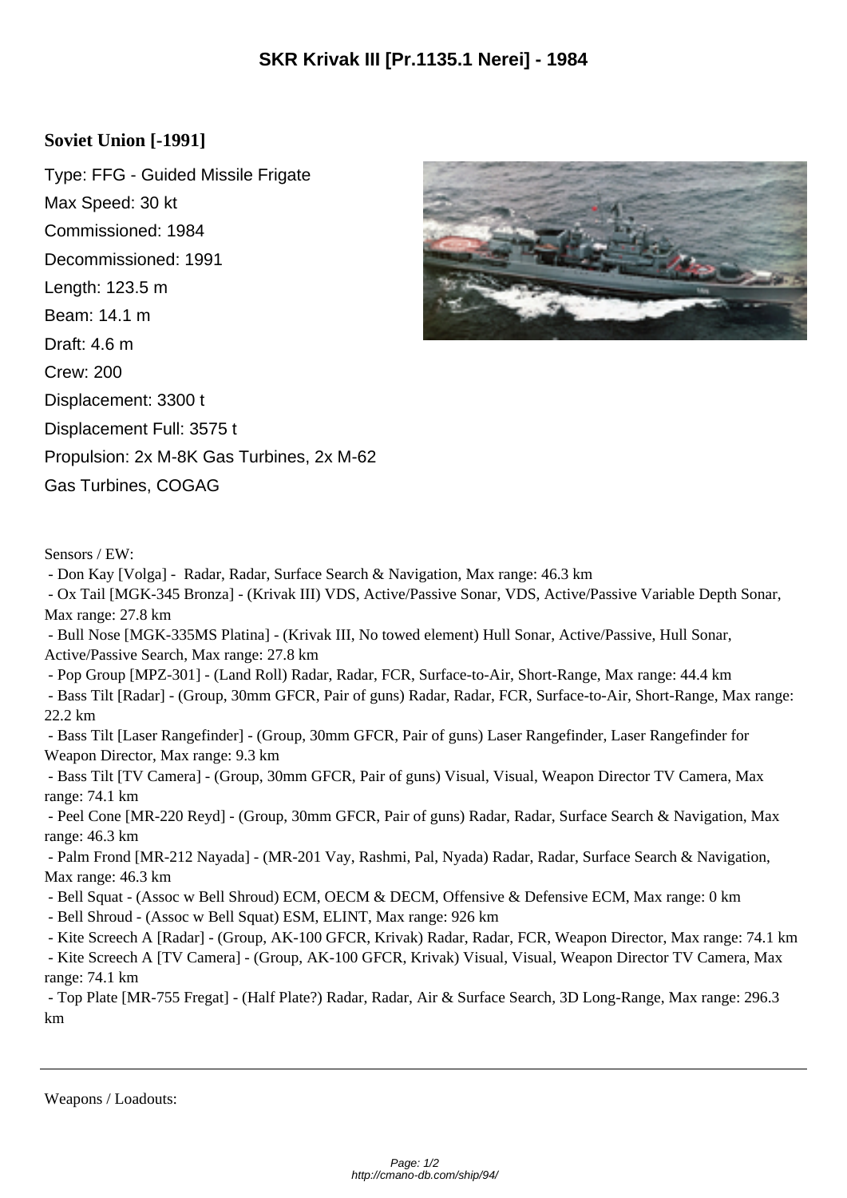# SKR Krivak III [Pr.1135.1 Nerei] - 1984

## Soviet Union [-1991]

Type: FFG - Guided Missile Frigate

Max Speed: 30 kt

Commissioned: 1984

Decommissioned: 1991

Length: 123.5 m

Beam: 14.1 m

Draft: 4.6 m

Crew: 200

Displacement: 3300 t

Displacement Full: 3575 t

Propulsion: 2x M-8K Gas Turbines, 2x M-62 Gas Turbines, COGAG

Sensors / EW:

- Don Kay [Volga] - Radar, Radar, Surface Search & Navigation, Max range: 46.3 km
- Ox Tail [MGK-345 Bronza] - (Krivak III) VDS, Active/Passive Sonar, VDS, Active/Passive Variable Depth Sonar, Max range: 27.8 km
- Bull Nose [MGK-335MS Platina] - (Krivak III, No towed element) Hull Sonar, Active/Passive, Hull Sonar, Active/Passive Search, Max range: 27.8 km
- Pop Group [MPZ-301] - (Land Roll) Radar, Radar, FCR, Surface-to-Air, Short-Range, Max range: 44.4 km
- Bass Tilt [Radar] - (Group, 30mm GFCR, Pair of guns) Radar, Radar, FCR, Surface-to-Air, Short-Range, Max range: 22.2 km
- Bass Tilt [Laser Rangefinder] - (Group, 30mm GFCR, Pair of guns) Laser Rangefinder, Laser Rangefinder for Weapon Director, Max range: 9.3 km
- Bass Tilt [TV Camera] - (Group, 30mm GFCR, Pair of guns) Visual, Visual, Weapon Director TV Camera, Max range: 74.1 km
- Peel Cone [MR-220 Reyd] - (Group, 30mm GFCR, Pair of guns) Radar, Radar, Surface Search & Navigation, Max range: 46.3 km
- Palm Frond [MR-212 Nayada] - (MR-201 Vay, Rashmi, Pal, Nyada) Radar, Radar, Surface Search & Navigation, Max range: 46.3 km
- Bell Squat - (Assoc w Bell Shroud) ECM, OECM & DECM, Offensive & Defensive ECM, Max range: 0 km
- Bell Shroud - (Assoc w Bell Squat) ESM, ELINT, Max range: 926 km
- Kite Screech A [Radar] - (Group, AK-100 GFCR, Krivak) Radar, Radar, FCR, Weapon Director, Max range: 74.1 km
- Kite Screech A [TV Camera] - (Group, AK-100 GFCR, Krivak) Visual, Visual, Weapon Director TV Camera, Max range: 74.1 km
- Top Plate [MR-755 Fregat] - (Half Plate?) Radar, Radar, Air & Surface Search, 3D Long-Range, Max range: 296.3 km

---

Weapons / Loadouts: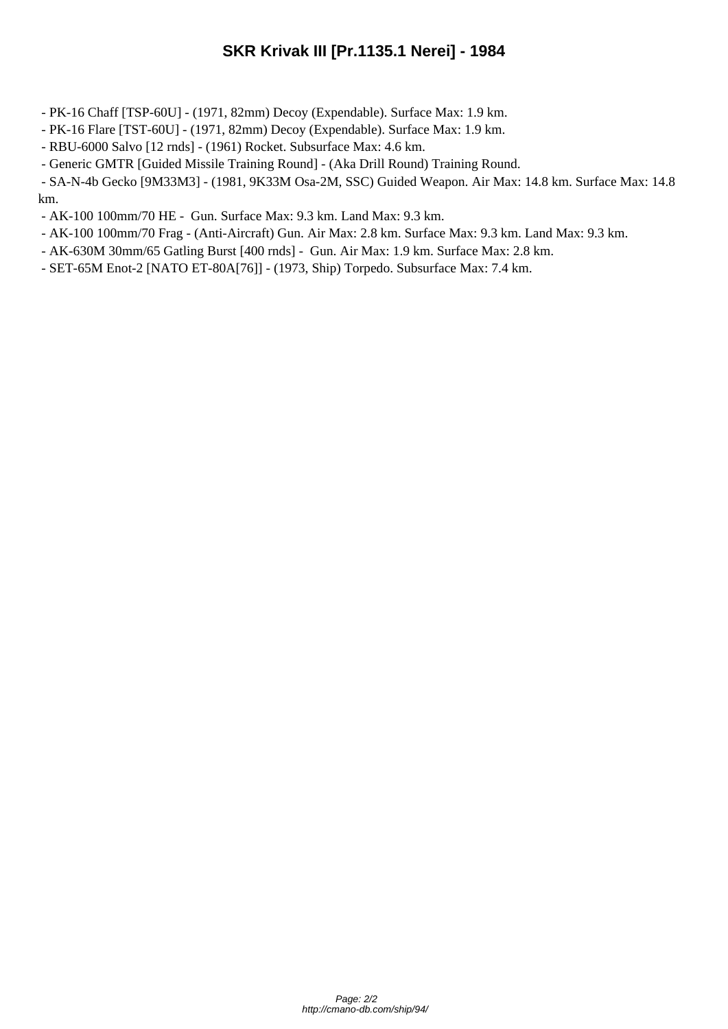- PK-16 Chaff [TSP-60U] - (1971, 82mm) Decoy (Expendable). Surface Max: 1.9 km.
- PK-16 Flare [TST-60U] - (1971, 82mm) Decoy (Expendable). Surface Max: 1.9 km.
- RBU-6000 Salvo [12 rnds] - (1961) Rocket. Subsurface Max: 4.6 km.
- Generic GMTR [Guided Missile Training Round] - (Aka Drill Round) Training Round.
- SA-N-4b Gecko [9M33M3] - (1981, 9K33M Osa-2M, SSC) Guided Weapon. Air Max: 14.8 km. Surface Max: 14.8 km.
- AK-100 100mm/70 HE - Gun. Surface Max: 9.3 km. Land Max: 9.3 km.
- AK-100 100mm/70 Frag - (Anti-Aircraft) Gun. Air Max: 2.8 km. Surface Max: 9.3 km. Land Max: 9.3 km.
- AK-630M 30mm/65 Gatling Burst [400 rnds] - Gun. Air Max: 1.9 km. Surface Max: 2.8 km.
- SET-65M Enot-2 [NATO ET-80A[76]] - (1973, Ship) Torpedo. Subsurface Max: 7.4 km.